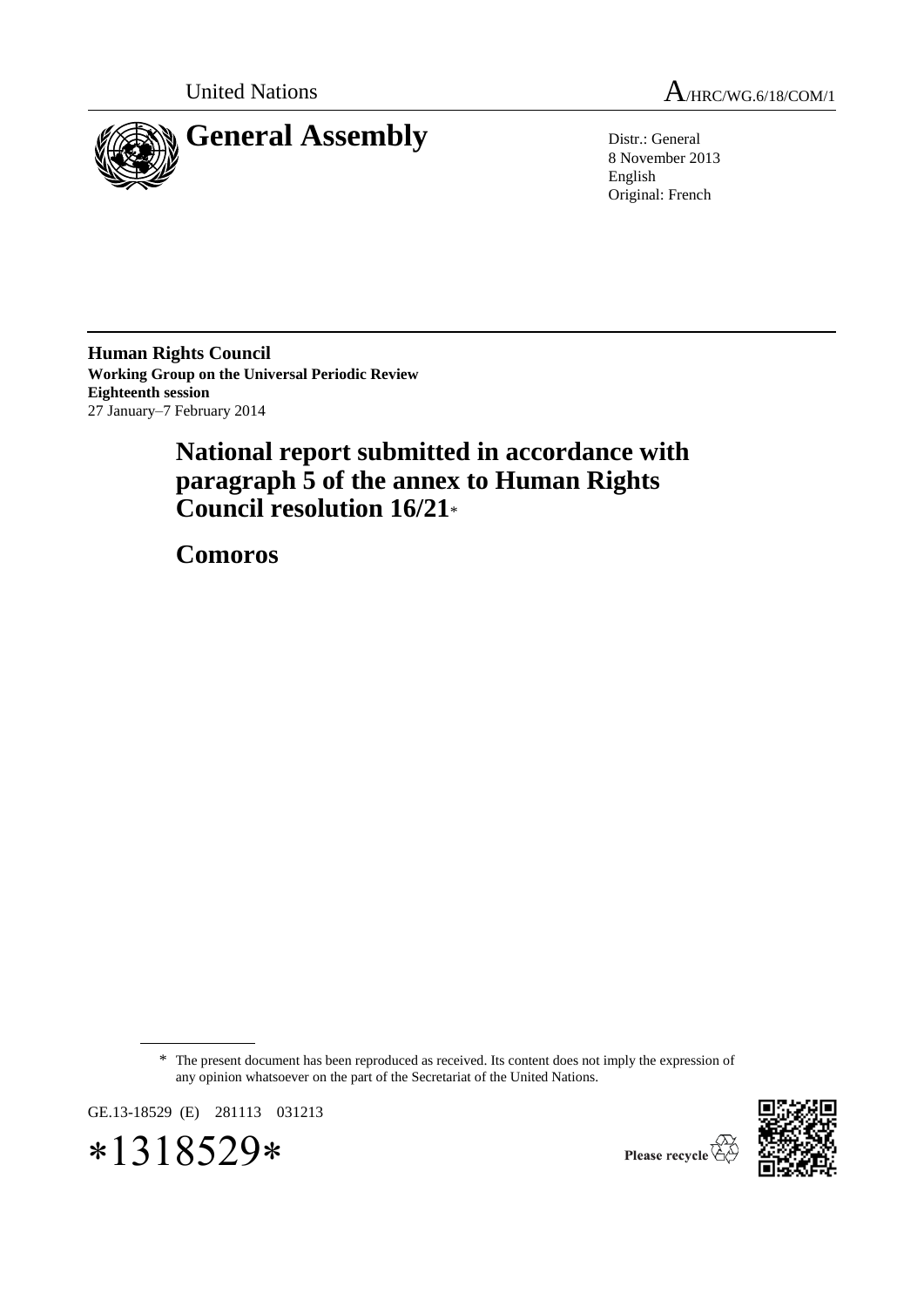United Nations

A/HRC/WG.6/18/COM/1

# General Assembly

Distr.: General
8 November 2013
English
Original: French

**Human Rights Council**
**Working Group on the Universal Periodic Review**
**Eighteenth session**
27 January–7 February 2014

# National report submitted in accordance with paragraph 5 of the annex to Human Rights Council resolution 16/21*

# Comoros

\* The present document has been reproduced as received. Its content does not imply the expression of any opinion whatsoever on the part of the Secretariat of the United Nations.

GE.13-18529 (E) 281113 031213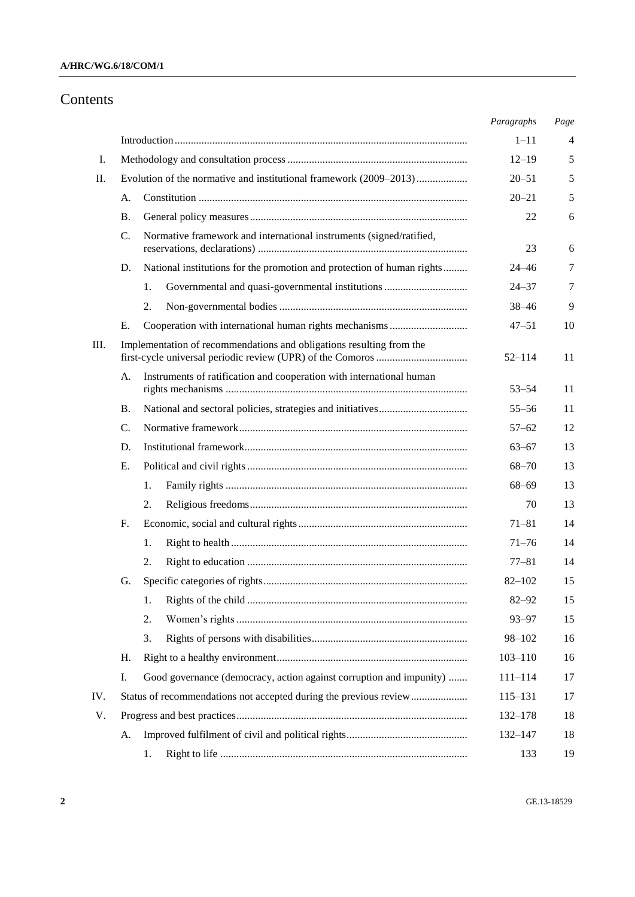# Contents

| | | | | Paragraphs | Page |
|---|---|---|---|---|---|
| | Introduction | | | 1–11 | 4 |
| I. | Methodology and consultation process | | | 12–19 | 5 |
| II. | Evolution of the normative and institutional framework (2009–2013) | | | 20–51 | 5 |
| | A. | Constitution | | 20–21 | 5 |
| | B. | General policy measures | | 22 | 6 |
| | C. | Normative framework and international instruments (signed/ratified, reservations, declarations) | | 23 | 6 |
| | D. | National institutions for the promotion and protection of human rights | | 24–46 | 7 |
| | | 1. | Governmental and quasi-governmental institutions | 24–37 | 7 |
| | | 2. | Non-governmental bodies | 38–46 | 9 |
| | E. | Cooperation with international human rights mechanisms | | 47–51 | 10 |
| III. | Implementation of recommendations and obligations resulting from the first-cycle universal periodic review (UPR) of the Comoros | | | 52–114 | 11 |
| | A. | Instruments of ratification and cooperation with international human rights mechanisms | | 53–54 | 11 |
| | B. | National and sectoral policies, strategies and initiatives | | 55–56 | 11 |
| | C. | Normative framework | | 57–62 | 12 |
| | D. | Institutional framework | | 63–67 | 13 |
| | E. | Political and civil rights | | 68–70 | 13 |
| | | 1. | Family rights | 68–69 | 13 |
| | | 2. | Religious freedoms | 70 | 13 |
| | F. | Economic, social and cultural rights | | 71–81 | 14 |
| | | 1. | Right to health | 71–76 | 14 |
| | | 2. | Right to education | 77–81 | 14 |
| | G. | Specific categories of rights | | 82–102 | 15 |
| | | 1. | Rights of the child | 82–92 | 15 |
| | | 2. | Women's rights | 93–97 | 15 |
| | | 3. | Rights of persons with disabilities | 98–102 | 16 |
| | H. | Right to a healthy environment | | 103–110 | 16 |
| | I. | Good governance (democracy, action against corruption and impunity) | | 111–114 | 17 |
| IV. | Status of recommendations not accepted during the previous review | | | 115–131 | 17 |
| V. | Progress and best practices | | | 132–178 | 18 |
| | A. | Improved fulfilment of civil and political rights | | 132–147 | 18 |
| | | 1. | Right to life | 133 | 19 |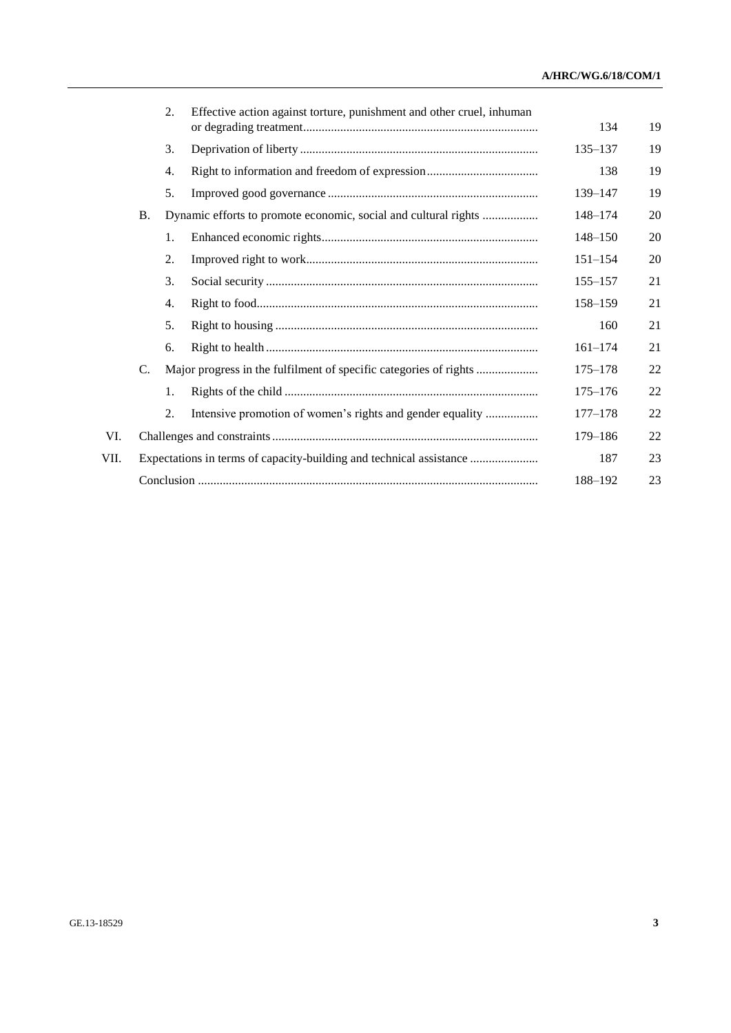| | | | | |
|---|---|---|---|---|
| | 2. | Effective action against torture, punishment and other cruel, inhuman or degrading treatment | 134 | 19 |
| | 3. | Deprivation of liberty | 135–137 | 19 |
| | 4. | Right to information and freedom of expression | 138 | 19 |
| | 5. | Improved good governance | 139–147 | 19 |
| B. | | Dynamic efforts to promote economic, social and cultural rights | 148–174 | 20 |
| | 1. | Enhanced economic rights | 148–150 | 20 |
| | 2. | Improved right to work | 151–154 | 20 |
| | 3. | Social security | 155–157 | 21 |
| | 4. | Right to food | 158–159 | 21 |
| | 5. | Right to housing | 160 | 21 |
| | 6. | Right to health | 161–174 | 21 |
| C. | | Major progress in the fulfilment of specific categories of rights | 175–178 | 22 |
| | 1. | Rights of the child | 175–176 | 22 |
| | 2. | Intensive promotion of women's rights and gender equality | 177–178 | 22 |
| VI. | | Challenges and constraints | 179–186 | 22 |
| VII. | | Expectations in terms of capacity-building and technical assistance | 187 | 23 |
| | | Conclusion | 188–192 | 23 |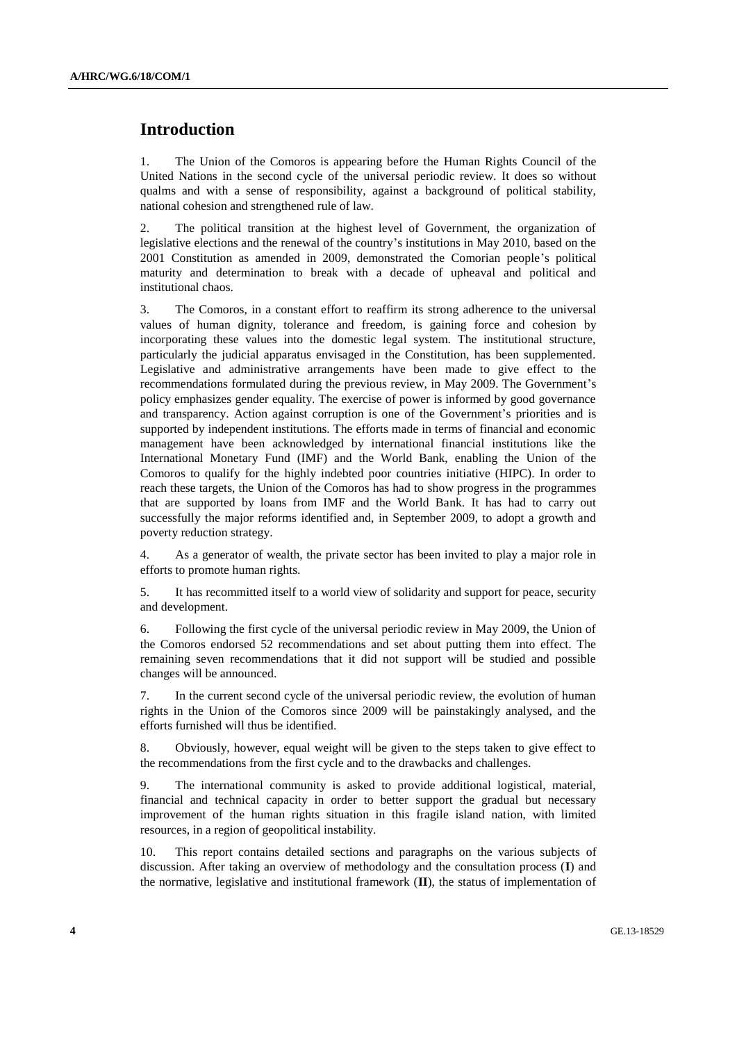# Introduction

1. The Union of the Comoros is appearing before the Human Rights Council of the United Nations in the second cycle of the universal periodic review. It does so without qualms and with a sense of responsibility, against a background of political stability, national cohesion and strengthened rule of law.

2. The political transition at the highest level of Government, the organization of legislative elections and the renewal of the country's institutions in May 2010, based on the 2001 Constitution as amended in 2009, demonstrated the Comorian people's political maturity and determination to break with a decade of upheaval and political and institutional chaos.

3. The Comoros, in a constant effort to reaffirm its strong adherence to the universal values of human dignity, tolerance and freedom, is gaining force and cohesion by incorporating these values into the domestic legal system. The institutional structure, particularly the judicial apparatus envisaged in the Constitution, has been supplemented. Legislative and administrative arrangements have been made to give effect to the recommendations formulated during the previous review, in May 2009. The Government's policy emphasizes gender equality. The exercise of power is informed by good governance and transparency. Action against corruption is one of the Government's priorities and is supported by independent institutions. The efforts made in terms of financial and economic management have been acknowledged by international financial institutions like the International Monetary Fund (IMF) and the World Bank, enabling the Union of the Comoros to qualify for the highly indebted poor countries initiative (HIPC). In order to reach these targets, the Union of the Comoros has had to show progress in the programmes that are supported by loans from IMF and the World Bank. It has had to carry out successfully the major reforms identified and, in September 2009, to adopt a growth and poverty reduction strategy.

4. As a generator of wealth, the private sector has been invited to play a major role in efforts to promote human rights.

5. It has recommitted itself to a world view of solidarity and support for peace, security and development.

6. Following the first cycle of the universal periodic review in May 2009, the Union of the Comoros endorsed 52 recommendations and set about putting them into effect. The remaining seven recommendations that it did not support will be studied and possible changes will be announced.

7. In the current second cycle of the universal periodic review, the evolution of human rights in the Union of the Comoros since 2009 will be painstakingly analysed, and the efforts furnished will thus be identified.

8. Obviously, however, equal weight will be given to the steps taken to give effect to the recommendations from the first cycle and to the drawbacks and challenges.

9. The international community is asked to provide additional logistical, material, financial and technical capacity in order to better support the gradual but necessary improvement of the human rights situation in this fragile island nation, with limited resources, in a region of geopolitical instability.

10. This report contains detailed sections and paragraphs on the various subjects of discussion. After taking an overview of methodology and the consultation process (**I**) and the normative, legislative and institutional framework (**II**), the status of implementation of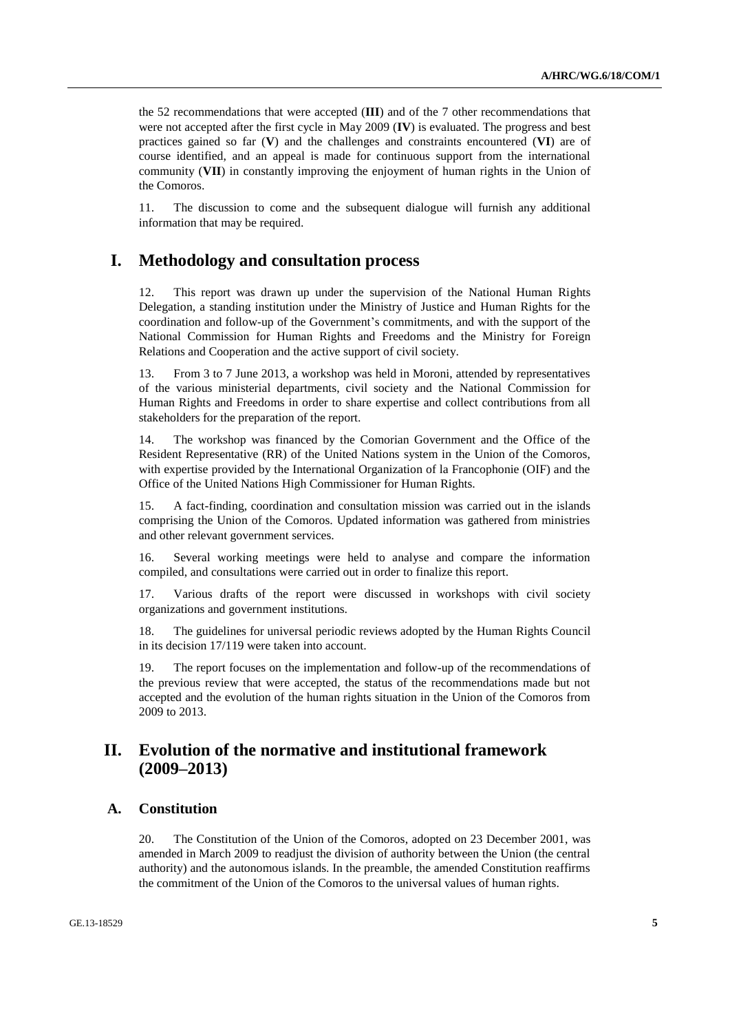the 52 recommendations that were accepted (**III**) and of the 7 other recommendations that were not accepted after the first cycle in May 2009 (**IV**) is evaluated. The progress and best practices gained so far (**V**) and the challenges and constraints encountered (**VI**) are of course identified, and an appeal is made for continuous support from the international community (**VII**) in constantly improving the enjoyment of human rights in the Union of the Comoros.

11. The discussion to come and the subsequent dialogue will furnish any additional information that may be required.

# I. Methodology and consultation process

12. This report was drawn up under the supervision of the National Human Rights Delegation, a standing institution under the Ministry of Justice and Human Rights for the coordination and follow-up of the Government's commitments, and with the support of the National Commission for Human Rights and Freedoms and the Ministry for Foreign Relations and Cooperation and the active support of civil society.

13. From 3 to 7 June 2013, a workshop was held in Moroni, attended by representatives of the various ministerial departments, civil society and the National Commission for Human Rights and Freedoms in order to share expertise and collect contributions from all stakeholders for the preparation of the report.

14. The workshop was financed by the Comorian Government and the Office of the Resident Representative (RR) of the United Nations system in the Union of the Comoros, with expertise provided by the International Organization of la Francophonie (OIF) and the Office of the United Nations High Commissioner for Human Rights.

15. A fact-finding, coordination and consultation mission was carried out in the islands comprising the Union of the Comoros. Updated information was gathered from ministries and other relevant government services.

16. Several working meetings were held to analyse and compare the information compiled, and consultations were carried out in order to finalize this report.

17. Various drafts of the report were discussed in workshops with civil society organizations and government institutions.

18. The guidelines for universal periodic reviews adopted by the Human Rights Council in its decision 17/119 were taken into account.

19. The report focuses on the implementation and follow-up of the recommendations of the previous review that were accepted, the status of the recommendations made but not accepted and the evolution of the human rights situation in the Union of the Comoros from 2009 to 2013.

# II. Evolution of the normative and institutional framework (2009–2013)

## A. Constitution

20. The Constitution of the Union of the Comoros, adopted on 23 December 2001, was amended in March 2009 to readjust the division of authority between the Union (the central authority) and the autonomous islands. In the preamble, the amended Constitution reaffirms the commitment of the Union of the Comoros to the universal values of human rights.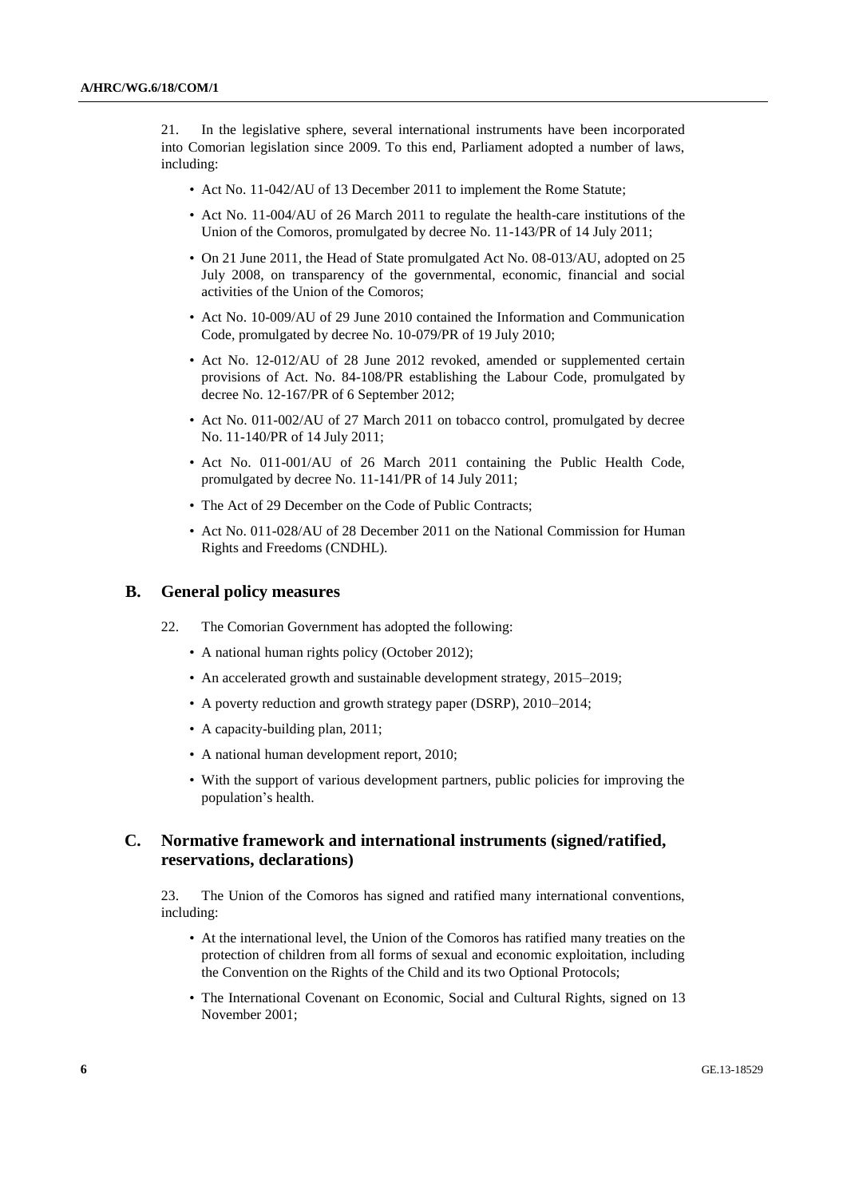21. In the legislative sphere, several international instruments have been incorporated into Comorian legislation since 2009. To this end, Parliament adopted a number of laws, including:

- Act No. 11-042/AU of 13 December 2011 to implement the Rome Statute;
- Act No. 11-004/AU of 26 March 2011 to regulate the health-care institutions of the Union of the Comoros, promulgated by decree No. 11-143/PR of 14 July 2011;
- On 21 June 2011, the Head of State promulgated Act No. 08-013/AU, adopted on 25 July 2008, on transparency of the governmental, economic, financial and social activities of the Union of the Comoros;
- Act No. 10-009/AU of 29 June 2010 contained the Information and Communication Code, promulgated by decree No. 10-079/PR of 19 July 2010;
- Act No. 12-012/AU of 28 June 2012 revoked, amended or supplemented certain provisions of Act. No. 84-108/PR establishing the Labour Code, promulgated by decree No. 12-167/PR of 6 September 2012;
- Act No. 011-002/AU of 27 March 2011 on tobacco control, promulgated by decree No. 11-140/PR of 14 July 2011;
- Act No. 011-001/AU of 26 March 2011 containing the Public Health Code, promulgated by decree No. 11-141/PR of 14 July 2011;
- The Act of 29 December on the Code of Public Contracts;
- Act No. 011-028/AU of 28 December 2011 on the National Commission for Human Rights and Freedoms (CNDHL).

## B. General policy measures

22. The Comorian Government has adopted the following:

- A national human rights policy (October 2012);
- An accelerated growth and sustainable development strategy, 2015–2019;
- A poverty reduction and growth strategy paper (DSRP), 2010–2014;
- A capacity-building plan, 2011;
- A national human development report, 2010;
- With the support of various development partners, public policies for improving the population's health.

## C. Normative framework and international instruments (signed/ratified, reservations, declarations)

23. The Union of the Comoros has signed and ratified many international conventions, including:

- At the international level, the Union of the Comoros has ratified many treaties on the protection of children from all forms of sexual and economic exploitation, including the Convention on the Rights of the Child and its two Optional Protocols;
- The International Covenant on Economic, Social and Cultural Rights, signed on 13 November 2001;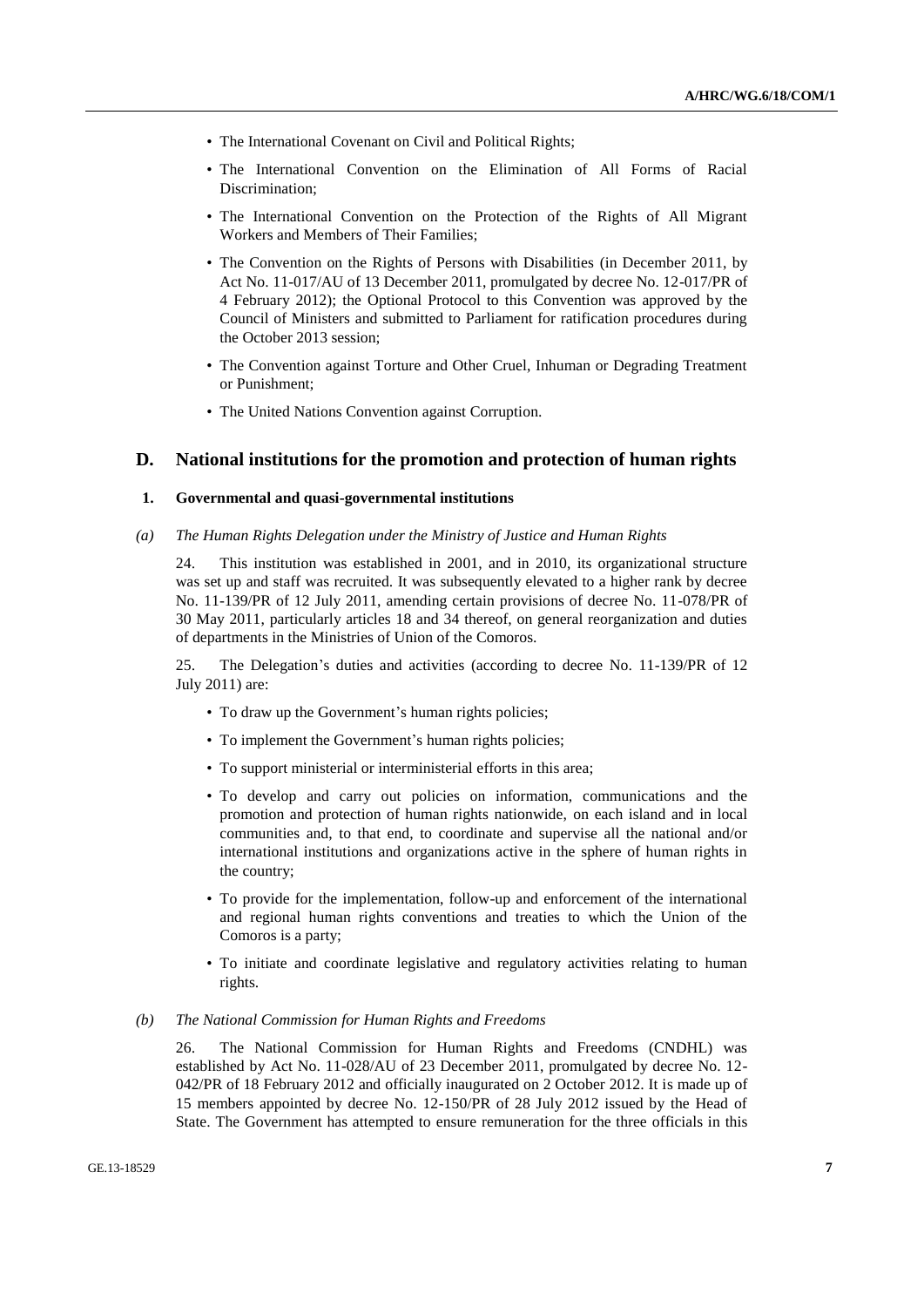- The International Covenant on Civil and Political Rights;
- The International Convention on the Elimination of All Forms of Racial Discrimination;
- The International Convention on the Protection of the Rights of All Migrant Workers and Members of Their Families;
- The Convention on the Rights of Persons with Disabilities (in December 2011, by Act No. 11-017/AU of 13 December 2011, promulgated by decree No. 12-017/PR of 4 February 2012); the Optional Protocol to this Convention was approved by the Council of Ministers and submitted to Parliament for ratification procedures during the October 2013 session;
- The Convention against Torture and Other Cruel, Inhuman or Degrading Treatment or Punishment;
- The United Nations Convention against Corruption.

## D. National institutions for the promotion and protection of human rights

### 1. Governmental and quasi-governmental institutions

#### *(a) The Human Rights Delegation under the Ministry of Justice and Human Rights*

24. This institution was established in 2001, and in 2010, its organizational structure was set up and staff was recruited. It was subsequently elevated to a higher rank by decree No. 11-139/PR of 12 July 2011, amending certain provisions of decree No. 11-078/PR of 30 May 2011, particularly articles 18 and 34 thereof, on general reorganization and duties of departments in the Ministries of Union of the Comoros.

25. The Delegation's duties and activities (according to decree No. 11-139/PR of 12 July 2011) are:

- To draw up the Government's human rights policies;
- To implement the Government's human rights policies;
- To support ministerial or interministerial efforts in this area;
- To develop and carry out policies on information, communications and the promotion and protection of human rights nationwide, on each island and in local communities and, to that end, to coordinate and supervise all the national and/or international institutions and organizations active in the sphere of human rights in the country;
- To provide for the implementation, follow-up and enforcement of the international and regional human rights conventions and treaties to which the Union of the Comoros is a party;
- To initiate and coordinate legislative and regulatory activities relating to human rights.

#### *(b) The National Commission for Human Rights and Freedoms*

26. The National Commission for Human Rights and Freedoms (CNDHL) was established by Act No. 11-028/AU of 23 December 2011, promulgated by decree No. 12-042/PR of 18 February 2012 and officially inaugurated on 2 October 2012. It is made up of 15 members appointed by decree No. 12-150/PR of 28 July 2012 issued by the Head of State. The Government has attempted to ensure remuneration for the three officials in this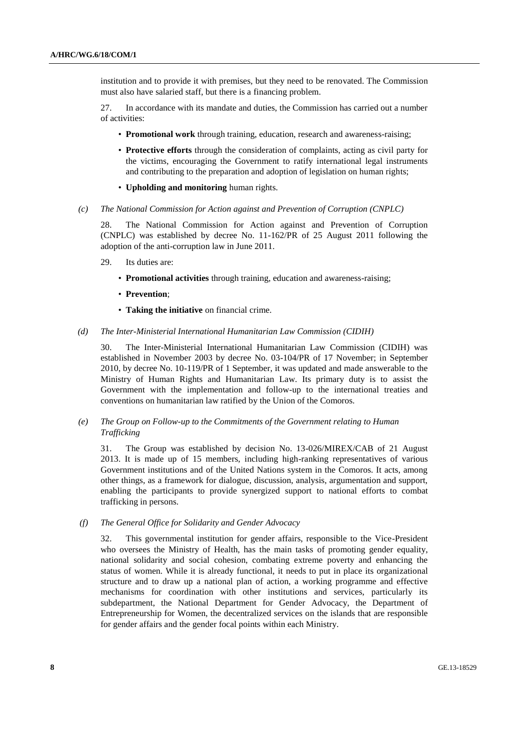institution and to provide it with premises, but they need to be renovated. The Commission must also have salaried staff, but there is a financing problem.

27. In accordance with its mandate and duties, the Commission has carried out a number of activities:

- **Promotional work** through training, education, research and awareness-raising;
- **Protective efforts** through the consideration of complaints, acting as civil party for the victims, encouraging the Government to ratify international legal instruments and contributing to the preparation and adoption of legislation on human rights;
- **Upholding and monitoring** human rights.

*(c) The National Commission for Action against and Prevention of Corruption (CNPLC)*

28. The National Commission for Action against and Prevention of Corruption (CNPLC) was established by decree No. 11-162/PR of 25 August 2011 following the adoption of the anti-corruption law in June 2011.

29. Its duties are:

- **Promotional activities** through training, education and awareness-raising;
- **Prevention**;
- **Taking the initiative** on financial crime.

*(d) The Inter-Ministerial International Humanitarian Law Commission (CIDIH)*

30. The Inter-Ministerial International Humanitarian Law Commission (CIDIH) was established in November 2003 by decree No. 03-104/PR of 17 November; in September 2010, by decree No. 10-119/PR of 1 September, it was updated and made answerable to the Ministry of Human Rights and Humanitarian Law. Its primary duty is to assist the Government with the implementation and follow-up to the international treaties and conventions on humanitarian law ratified by the Union of the Comoros.

*(e) The Group on Follow-up to the Commitments of the Government relating to Human Trafficking*

31. The Group was established by decision No. 13-026/MIREX/CAB of 21 August 2013. It is made up of 15 members, including high-ranking representatives of various Government institutions and of the United Nations system in the Comoros. It acts, among other things, as a framework for dialogue, discussion, analysis, argumentation and support, enabling the participants to provide synergized support to national efforts to combat trafficking in persons.

*(f) The General Office for Solidarity and Gender Advocacy*

32. This governmental institution for gender affairs, responsible to the Vice-President who oversees the Ministry of Health, has the main tasks of promoting gender equality, national solidarity and social cohesion, combating extreme poverty and enhancing the status of women. While it is already functional, it needs to put in place its organizational structure and to draw up a national plan of action, a working programme and effective mechanisms for coordination with other institutions and services, particularly its subdepartment, the National Department for Gender Advocacy, the Department of Entrepreneurship for Women, the decentralized services on the islands that are responsible for gender affairs and the gender focal points within each Ministry.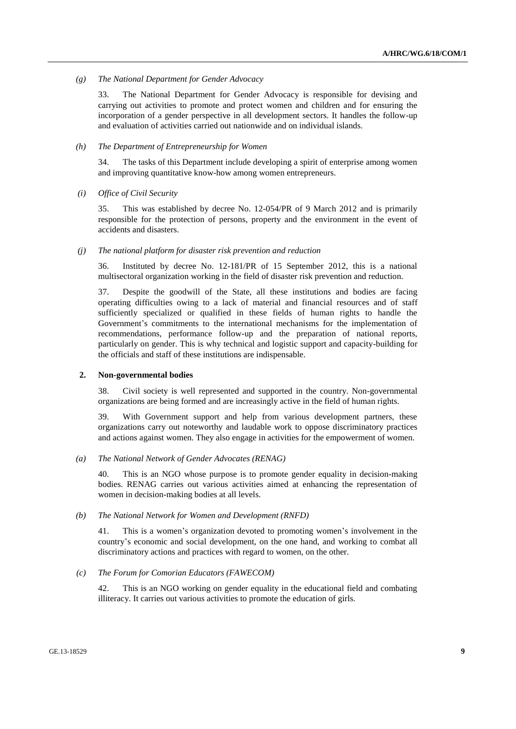*(g) The National Department for Gender Advocacy*

33. The National Department for Gender Advocacy is responsible for devising and carrying out activities to promote and protect women and children and for ensuring the incorporation of a gender perspective in all development sectors. It handles the follow-up and evaluation of activities carried out nationwide and on individual islands.

*(h) The Department of Entrepreneurship for Women*

34. The tasks of this Department include developing a spirit of enterprise among women and improving quantitative know-how among women entrepreneurs.

*(i) Office of Civil Security*

35. This was established by decree No. 12-054/PR of 9 March 2012 and is primarily responsible for the protection of persons, property and the environment in the event of accidents and disasters.

*(j) The national platform for disaster risk prevention and reduction*

36. Instituted by decree No. 12-181/PR of 15 September 2012, this is a national multisectoral organization working in the field of disaster risk prevention and reduction.

37. Despite the goodwill of the State, all these institutions and bodies are facing operating difficulties owing to a lack of material and financial resources and of staff sufficiently specialized or qualified in these fields of human rights to handle the Government's commitments to the international mechanisms for the implementation of recommendations, performance follow-up and the preparation of national reports, particularly on gender. This is why technical and logistic support and capacity-building for the officials and staff of these institutions are indispensable.

**2. Non-governmental bodies**

38. Civil society is well represented and supported in the country. Non-governmental organizations are being formed and are increasingly active in the field of human rights.

39. With Government support and help from various development partners, these organizations carry out noteworthy and laudable work to oppose discriminatory practices and actions against women. They also engage in activities for the empowerment of women.

*(a) The National Network of Gender Advocates (RENAG)*

40. This is an NGO whose purpose is to promote gender equality in decision-making bodies. RENAG carries out various activities aimed at enhancing the representation of women in decision-making bodies at all levels.

*(b) The National Network for Women and Development (RNFD)*

41. This is a women's organization devoted to promoting women's involvement in the country's economic and social development, on the one hand, and working to combat all discriminatory actions and practices with regard to women, on the other.

*(c) The Forum for Comorian Educators (FAWECOM)*

42. This is an NGO working on gender equality in the educational field and combating illiteracy. It carries out various activities to promote the education of girls.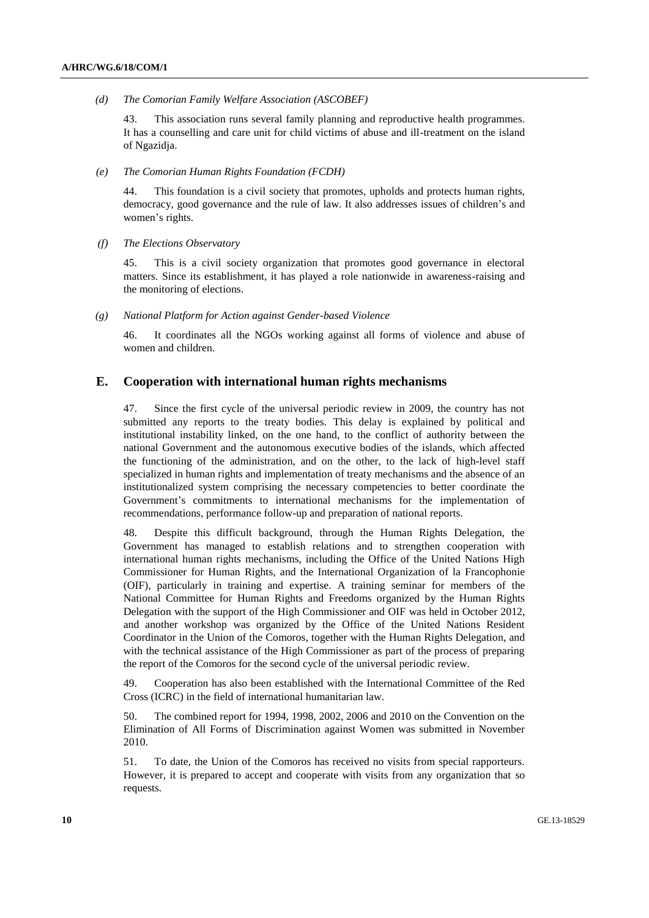*(d) The Comorian Family Welfare Association (ASCOBEF)*

43. This association runs several family planning and reproductive health programmes. It has a counselling and care unit for child victims of abuse and ill-treatment on the island of Ngazidja.

*(e) The Comorian Human Rights Foundation (FCDH)*

44. This foundation is a civil society that promotes, upholds and protects human rights, democracy, good governance and the rule of law. It also addresses issues of children's and women's rights.

*(f) The Elections Observatory*

45. This is a civil society organization that promotes good governance in electoral matters. Since its establishment, it has played a role nationwide in awareness-raising and the monitoring of elections.

*(g) National Platform for Action against Gender-based Violence*

46. It coordinates all the NGOs working against all forms of violence and abuse of women and children.

## E. Cooperation with international human rights mechanisms

47. Since the first cycle of the universal periodic review in 2009, the country has not submitted any reports to the treaty bodies. This delay is explained by political and institutional instability linked, on the one hand, to the conflict of authority between the national Government and the autonomous executive bodies of the islands, which affected the functioning of the administration, and on the other, to the lack of high-level staff specialized in human rights and implementation of treaty mechanisms and the absence of an institutionalized system comprising the necessary competencies to better coordinate the Government's commitments to international mechanisms for the implementation of recommendations, performance follow-up and preparation of national reports.

48. Despite this difficult background, through the Human Rights Delegation, the Government has managed to establish relations and to strengthen cooperation with international human rights mechanisms, including the Office of the United Nations High Commissioner for Human Rights, and the International Organization of la Francophonie (OIF), particularly in training and expertise. A training seminar for members of the National Committee for Human Rights and Freedoms organized by the Human Rights Delegation with the support of the High Commissioner and OIF was held in October 2012, and another workshop was organized by the Office of the United Nations Resident Coordinator in the Union of the Comoros, together with the Human Rights Delegation, and with the technical assistance of the High Commissioner as part of the process of preparing the report of the Comoros for the second cycle of the universal periodic review.

49. Cooperation has also been established with the International Committee of the Red Cross (ICRC) in the field of international humanitarian law.

50. The combined report for 1994, 1998, 2002, 2006 and 2010 on the Convention on the Elimination of All Forms of Discrimination against Women was submitted in November 2010.

51. To date, the Union of the Comoros has received no visits from special rapporteurs. However, it is prepared to accept and cooperate with visits from any organization that so requests.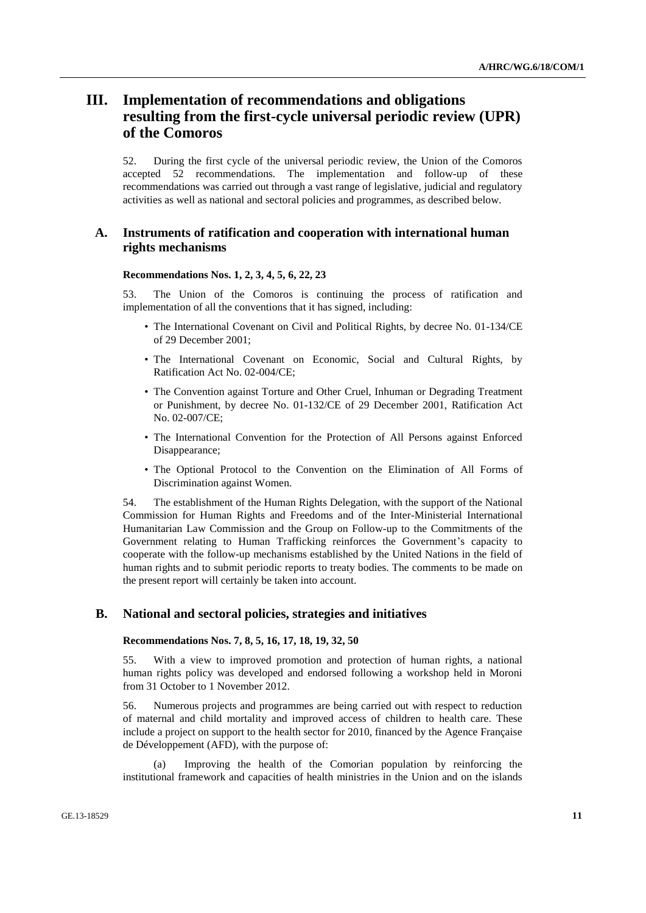# III. Implementation of recommendations and obligations resulting from the first-cycle universal periodic review (UPR) of the Comoros

52. During the first cycle of the universal periodic review, the Union of the Comoros accepted 52 recommendations. The implementation and follow-up of these recommendations was carried out through a vast range of legislative, judicial and regulatory activities as well as national and sectoral policies and programmes, as described below.

## A. Instruments of ratification and cooperation with international human rights mechanisms

**Recommendations Nos. 1, 2, 3, 4, 5, 6, 22, 23**

53. The Union of the Comoros is continuing the process of ratification and implementation of all the conventions that it has signed, including:

- The International Covenant on Civil and Political Rights, by decree No. 01-134/CE of 29 December 2001;
- The International Covenant on Economic, Social and Cultural Rights, by Ratification Act No. 02-004/CE;
- The Convention against Torture and Other Cruel, Inhuman or Degrading Treatment or Punishment, by decree No. 01-132/CE of 29 December 2001, Ratification Act No. 02-007/CE;
- The International Convention for the Protection of All Persons against Enforced Disappearance;
- The Optional Protocol to the Convention on the Elimination of All Forms of Discrimination against Women.

54. The establishment of the Human Rights Delegation, with the support of the National Commission for Human Rights and Freedoms and of the Inter-Ministerial International Humanitarian Law Commission and the Group on Follow-up to the Commitments of the Government relating to Human Trafficking reinforces the Government's capacity to cooperate with the follow-up mechanisms established by the United Nations in the field of human rights and to submit periodic reports to treaty bodies. The comments to be made on the present report will certainly be taken into account.

## B. National and sectoral policies, strategies and initiatives

**Recommendations Nos. 7, 8, 5, 16, 17, 18, 19, 32, 50**

55. With a view to improved promotion and protection of human rights, a national human rights policy was developed and endorsed following a workshop held in Moroni from 31 October to 1 November 2012.

56. Numerous projects and programmes are being carried out with respect to reduction of maternal and child mortality and improved access of children to health care. These include a project on support to the health sector for 2010, financed by the Agence Française de Développement (AFD), with the purpose of:

(a) Improving the health of the Comorian population by reinforcing the institutional framework and capacities of health ministries in the Union and on the islands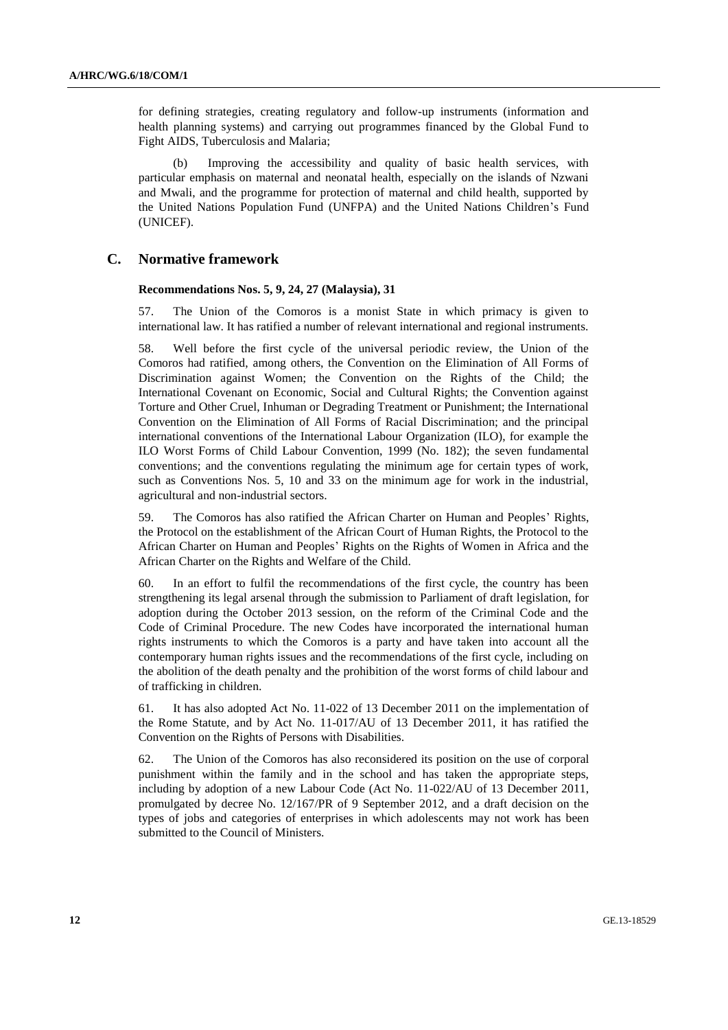for defining strategies, creating regulatory and follow-up instruments (information and health planning systems) and carrying out programmes financed by the Global Fund to Fight AIDS, Tuberculosis and Malaria;

(b) Improving the accessibility and quality of basic health services, with particular emphasis on maternal and neonatal health, especially on the islands of Nzwani and Mwali, and the programme for protection of maternal and child health, supported by the United Nations Population Fund (UNFPA) and the United Nations Children's Fund (UNICEF).

## C. Normative framework

**Recommendations Nos. 5, 9, 24, 27 (Malaysia), 31**

57. The Union of the Comoros is a monist State in which primacy is given to international law. It has ratified a number of relevant international and regional instruments.

58. Well before the first cycle of the universal periodic review, the Union of the Comoros had ratified, among others, the Convention on the Elimination of All Forms of Discrimination against Women; the Convention on the Rights of the Child; the International Covenant on Economic, Social and Cultural Rights; the Convention against Torture and Other Cruel, Inhuman or Degrading Treatment or Punishment; the International Convention on the Elimination of All Forms of Racial Discrimination; and the principal international conventions of the International Labour Organization (ILO), for example the ILO Worst Forms of Child Labour Convention, 1999 (No. 182); the seven fundamental conventions; and the conventions regulating the minimum age for certain types of work, such as Conventions Nos. 5, 10 and 33 on the minimum age for work in the industrial, agricultural and non-industrial sectors.

59. The Comoros has also ratified the African Charter on Human and Peoples' Rights, the Protocol on the establishment of the African Court of Human Rights, the Protocol to the African Charter on Human and Peoples' Rights on the Rights of Women in Africa and the African Charter on the Rights and Welfare of the Child.

60. In an effort to fulfil the recommendations of the first cycle, the country has been strengthening its legal arsenal through the submission to Parliament of draft legislation, for adoption during the October 2013 session, on the reform of the Criminal Code and the Code of Criminal Procedure. The new Codes have incorporated the international human rights instruments to which the Comoros is a party and have taken into account all the contemporary human rights issues and the recommendations of the first cycle, including on the abolition of the death penalty and the prohibition of the worst forms of child labour and of trafficking in children.

61. It has also adopted Act No. 11-022 of 13 December 2011 on the implementation of the Rome Statute, and by Act No. 11-017/AU of 13 December 2011, it has ratified the Convention on the Rights of Persons with Disabilities.

62. The Union of the Comoros has also reconsidered its position on the use of corporal punishment within the family and in the school and has taken the appropriate steps, including by adoption of a new Labour Code (Act No. 11-022/AU of 13 December 2011, promulgated by decree No. 12/167/PR of 9 September 2012, and a draft decision on the types of jobs and categories of enterprises in which adolescents may not work has been submitted to the Council of Ministers.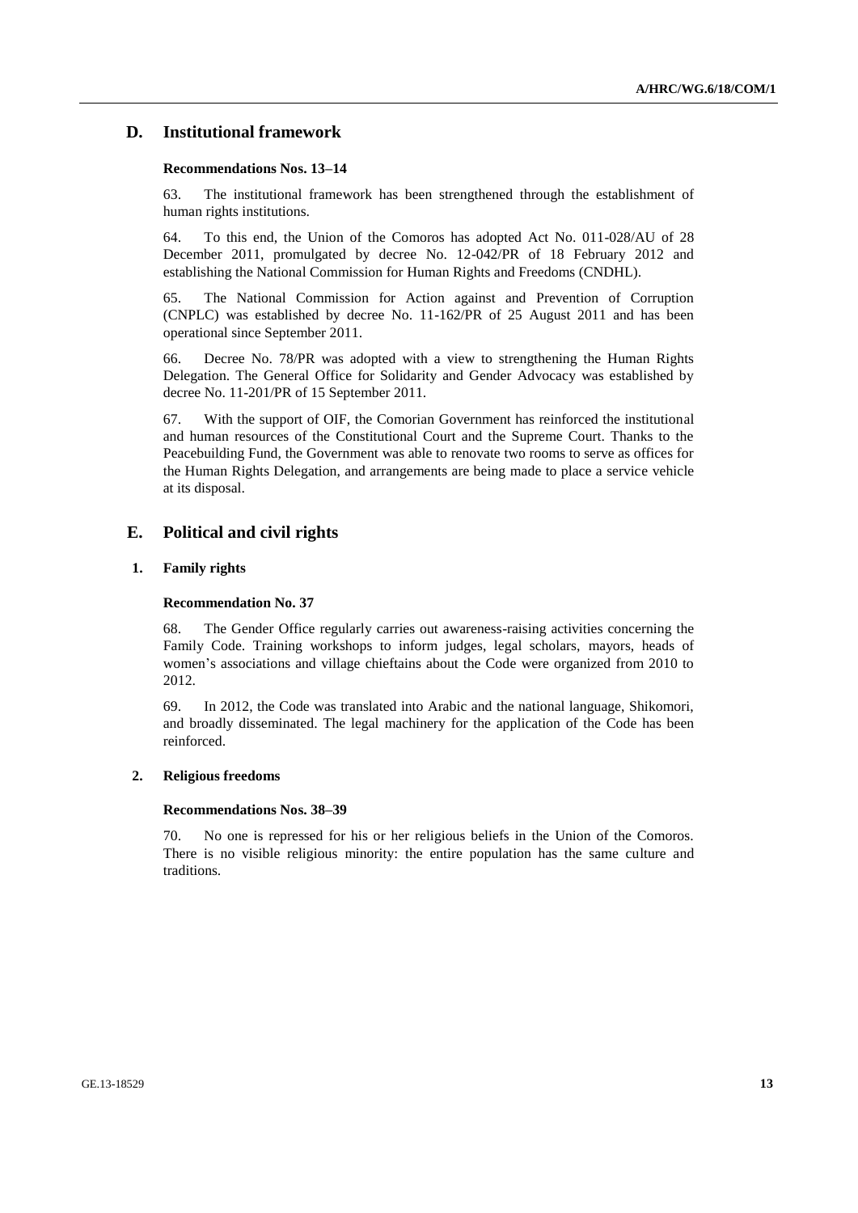## D. Institutional framework

### Recommendations Nos. 13–14

63. The institutional framework has been strengthened through the establishment of human rights institutions.

64. To this end, the Union of the Comoros has adopted Act No. 011-028/AU of 28 December 2011, promulgated by decree No. 12-042/PR of 18 February 2012 and establishing the National Commission for Human Rights and Freedoms (CNDHL).

65. The National Commission for Action against and Prevention of Corruption (CNPLC) was established by decree No. 11-162/PR of 25 August 2011 and has been operational since September 2011.

66. Decree No. 78/PR was adopted with a view to strengthening the Human Rights Delegation. The General Office for Solidarity and Gender Advocacy was established by decree No. 11-201/PR of 15 September 2011.

67. With the support of OIF, the Comorian Government has reinforced the institutional and human resources of the Constitutional Court and the Supreme Court. Thanks to the Peacebuilding Fund, the Government was able to renovate two rooms to serve as offices for the Human Rights Delegation, and arrangements are being made to place a service vehicle at its disposal.

## E. Political and civil rights

### 1. Family rights

#### Recommendation No. 37

68. The Gender Office regularly carries out awareness-raising activities concerning the Family Code. Training workshops to inform judges, legal scholars, mayors, heads of women's associations and village chieftains about the Code were organized from 2010 to 2012.

69. In 2012, the Code was translated into Arabic and the national language, Shikomori, and broadly disseminated. The legal machinery for the application of the Code has been reinforced.

### 2. Religious freedoms

#### Recommendations Nos. 38–39

70. No one is repressed for his or her religious beliefs in the Union of the Comoros. There is no visible religious minority: the entire population has the same culture and traditions.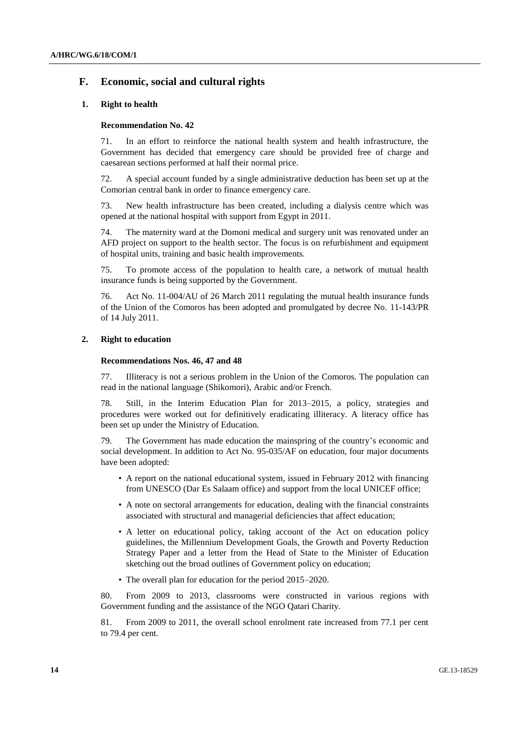## F. Economic, social and cultural rights

### 1. Right to health

#### Recommendation No. 42

71. In an effort to reinforce the national health system and health infrastructure, the Government has decided that emergency care should be provided free of charge and caesarean sections performed at half their normal price.

72. A special account funded by a single administrative deduction has been set up at the Comorian central bank in order to finance emergency care.

73. New health infrastructure has been created, including a dialysis centre which was opened at the national hospital with support from Egypt in 2011.

74. The maternity ward at the Domoni medical and surgery unit was renovated under an AFD project on support to the health sector. The focus is on refurbishment and equipment of hospital units, training and basic health improvements.

75. To promote access of the population to health care, a network of mutual health insurance funds is being supported by the Government.

76. Act No. 11-004/AU of 26 March 2011 regulating the mutual health insurance funds of the Union of the Comoros has been adopted and promulgated by decree No. 11-143/PR of 14 July 2011.

### 2. Right to education

#### Recommendations Nos. 46, 47 and 48

77. Illiteracy is not a serious problem in the Union of the Comoros. The population can read in the national language (Shikomori), Arabic and/or French.

78. Still, in the Interim Education Plan for 2013–2015, a policy, strategies and procedures were worked out for definitively eradicating illiteracy. A literacy office has been set up under the Ministry of Education.

79. The Government has made education the mainspring of the country's economic and social development. In addition to Act No. 95-035/AF on education, four major documents have been adopted:

- A report on the national educational system, issued in February 2012 with financing from UNESCO (Dar Es Salaam office) and support from the local UNICEF office;
- A note on sectoral arrangements for education, dealing with the financial constraints associated with structural and managerial deficiencies that affect education;
- A letter on educational policy, taking account of the Act on education policy guidelines, the Millennium Development Goals, the Growth and Poverty Reduction Strategy Paper and a letter from the Head of State to the Minister of Education sketching out the broad outlines of Government policy on education;
- The overall plan for education for the period 2015–2020.

80. From 2009 to 2013, classrooms were constructed in various regions with Government funding and the assistance of the NGO Qatari Charity.

81. From 2009 to 2011, the overall school enrolment rate increased from 77.1 per cent to 79.4 per cent.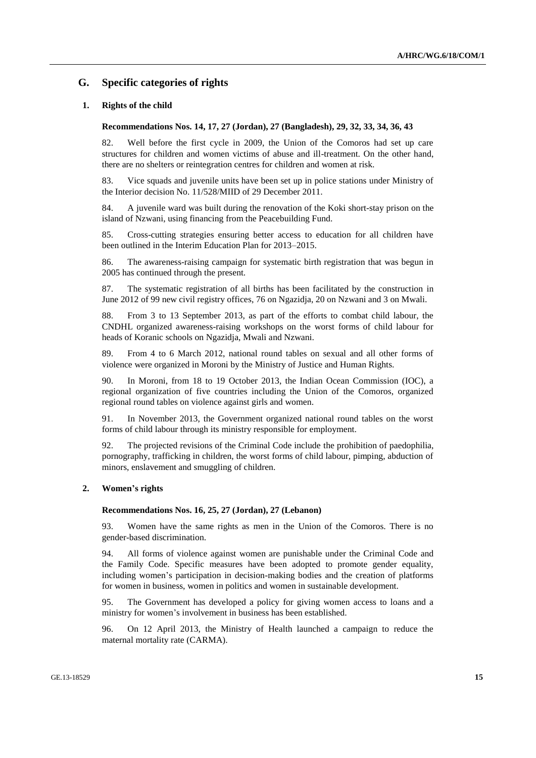## G. Specific categories of rights

### 1. Rights of the child

**Recommendations Nos. 14, 17, 27 (Jordan), 27 (Bangladesh), 29, 32, 33, 34, 36, 43**

82. Well before the first cycle in 2009, the Union of the Comoros had set up care structures for children and women victims of abuse and ill-treatment. On the other hand, there are no shelters or reintegration centres for children and women at risk.

83. Vice squads and juvenile units have been set up in police stations under Ministry of the Interior decision No. 11/528/MIID of 29 December 2011.

84. A juvenile ward was built during the renovation of the Koki short-stay prison on the island of Nzwani, using financing from the Peacebuilding Fund.

85. Cross-cutting strategies ensuring better access to education for all children have been outlined in the Interim Education Plan for 2013–2015.

86. The awareness-raising campaign for systematic birth registration that was begun in 2005 has continued through the present.

87. The systematic registration of all births has been facilitated by the construction in June 2012 of 99 new civil registry offices, 76 on Ngazidja, 20 on Nzwani and 3 on Mwali.

88. From 3 to 13 September 2013, as part of the efforts to combat child labour, the CNDHL organized awareness-raising workshops on the worst forms of child labour for heads of Koranic schools on Ngazidja, Mwali and Nzwani.

89. From 4 to 6 March 2012, national round tables on sexual and all other forms of violence were organized in Moroni by the Ministry of Justice and Human Rights.

90. In Moroni, from 18 to 19 October 2013, the Indian Ocean Commission (IOC), a regional organization of five countries including the Union of the Comoros, organized regional round tables on violence against girls and women.

91. In November 2013, the Government organized national round tables on the worst forms of child labour through its ministry responsible for employment.

92. The projected revisions of the Criminal Code include the prohibition of paedophilia, pornography, trafficking in children, the worst forms of child labour, pimping, abduction of minors, enslavement and smuggling of children.

### 2. Women's rights

**Recommendations Nos. 16, 25, 27 (Jordan), 27 (Lebanon)**

93. Women have the same rights as men in the Union of the Comoros. There is no gender-based discrimination.

94. All forms of violence against women are punishable under the Criminal Code and the Family Code. Specific measures have been adopted to promote gender equality, including women's participation in decision-making bodies and the creation of platforms for women in business, women in politics and women in sustainable development.

95. The Government has developed a policy for giving women access to loans and a ministry for women's involvement in business has been established.

96. On 12 April 2013, the Ministry of Health launched a campaign to reduce the maternal mortality rate (CARMA).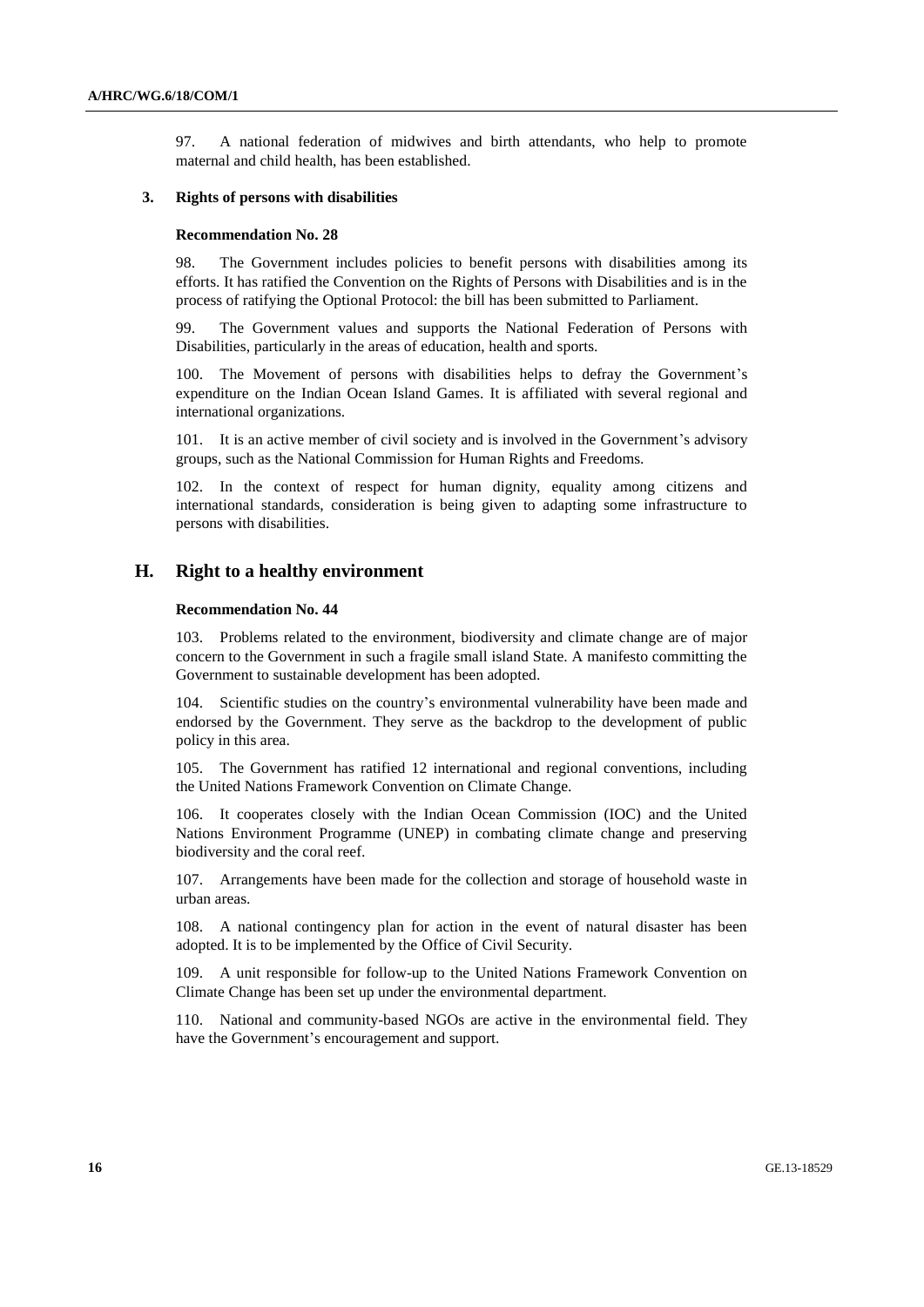97. A national federation of midwives and birth attendants, who help to promote maternal and child health, has been established.

### 3. Rights of persons with disabilities

**Recommendation No. 28**

98. The Government includes policies to benefit persons with disabilities among its efforts. It has ratified the Convention on the Rights of Persons with Disabilities and is in the process of ratifying the Optional Protocol: the bill has been submitted to Parliament.

99. The Government values and supports the National Federation of Persons with Disabilities, particularly in the areas of education, health and sports.

100. The Movement of persons with disabilities helps to defray the Government's expenditure on the Indian Ocean Island Games. It is affiliated with several regional and international organizations.

101. It is an active member of civil society and is involved in the Government's advisory groups, such as the National Commission for Human Rights and Freedoms.

102. In the context of respect for human dignity, equality among citizens and international standards, consideration is being given to adapting some infrastructure to persons with disabilities.

## H. Right to a healthy environment

**Recommendation No. 44**

103. Problems related to the environment, biodiversity and climate change are of major concern to the Government in such a fragile small island State. A manifesto committing the Government to sustainable development has been adopted.

104. Scientific studies on the country's environmental vulnerability have been made and endorsed by the Government. They serve as the backdrop to the development of public policy in this area.

105. The Government has ratified 12 international and regional conventions, including the United Nations Framework Convention on Climate Change.

106. It cooperates closely with the Indian Ocean Commission (IOC) and the United Nations Environment Programme (UNEP) in combating climate change and preserving biodiversity and the coral reef.

107. Arrangements have been made for the collection and storage of household waste in urban areas.

108. A national contingency plan for action in the event of natural disaster has been adopted. It is to be implemented by the Office of Civil Security.

109. A unit responsible for follow-up to the United Nations Framework Convention on Climate Change has been set up under the environmental department.

110. National and community-based NGOs are active in the environmental field. They have the Government's encouragement and support.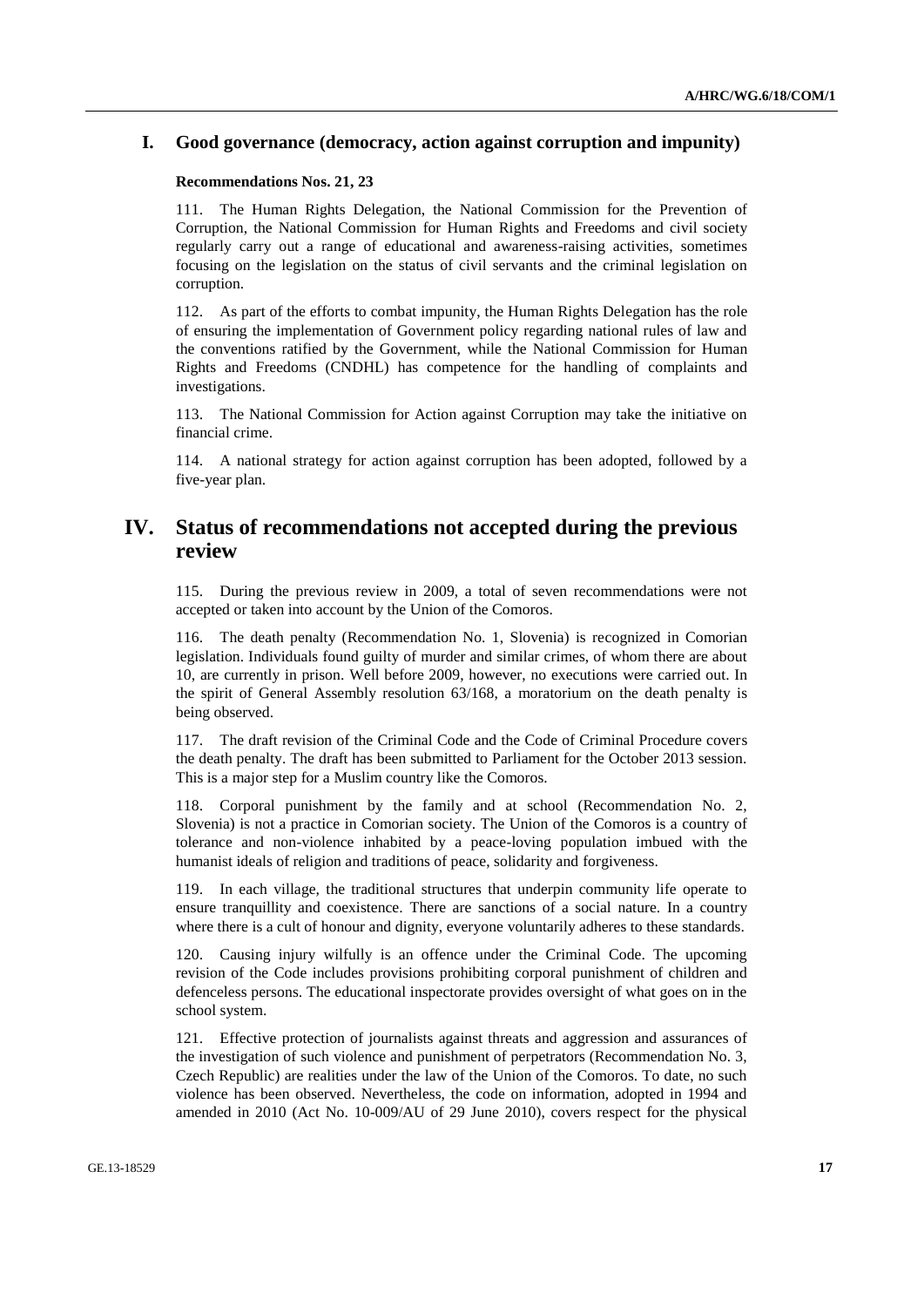### I. Good governance (democracy, action against corruption and impunity)

#### Recommendations Nos. 21, 23

111. The Human Rights Delegation, the National Commission for the Prevention of Corruption, the National Commission for Human Rights and Freedoms and civil society regularly carry out a range of educational and awareness-raising activities, sometimes focusing on the legislation on the status of civil servants and the criminal legislation on corruption.

112. As part of the efforts to combat impunity, the Human Rights Delegation has the role of ensuring the implementation of Government policy regarding national rules of law and the conventions ratified by the Government, while the National Commission for Human Rights and Freedoms (CNDHL) has competence for the handling of complaints and investigations.

113. The National Commission for Action against Corruption may take the initiative on financial crime.

114. A national strategy for action against corruption has been adopted, followed by a five-year plan.

## IV. Status of recommendations not accepted during the previous review

115. During the previous review in 2009, a total of seven recommendations were not accepted or taken into account by the Union of the Comoros.

116. The death penalty (Recommendation No. 1, Slovenia) is recognized in Comorian legislation. Individuals found guilty of murder and similar crimes, of whom there are about 10, are currently in prison. Well before 2009, however, no executions were carried out. In the spirit of General Assembly resolution 63/168, a moratorium on the death penalty is being observed.

117. The draft revision of the Criminal Code and the Code of Criminal Procedure covers the death penalty. The draft has been submitted to Parliament for the October 2013 session. This is a major step for a Muslim country like the Comoros.

118. Corporal punishment by the family and at school (Recommendation No. 2, Slovenia) is not a practice in Comorian society. The Union of the Comoros is a country of tolerance and non-violence inhabited by a peace-loving population imbued with the humanist ideals of religion and traditions of peace, solidarity and forgiveness.

119. In each village, the traditional structures that underpin community life operate to ensure tranquillity and coexistence. There are sanctions of a social nature. In a country where there is a cult of honour and dignity, everyone voluntarily adheres to these standards.

120. Causing injury wilfully is an offence under the Criminal Code. The upcoming revision of the Code includes provisions prohibiting corporal punishment of children and defenceless persons. The educational inspectorate provides oversight of what goes on in the school system.

121. Effective protection of journalists against threats and aggression and assurances of the investigation of such violence and punishment of perpetrators (Recommendation No. 3, Czech Republic) are realities under the law of the Union of the Comoros. To date, no such violence has been observed. Nevertheless, the code on information, adopted in 1994 and amended in 2010 (Act No. 10-009/AU of 29 June 2010), covers respect for the physical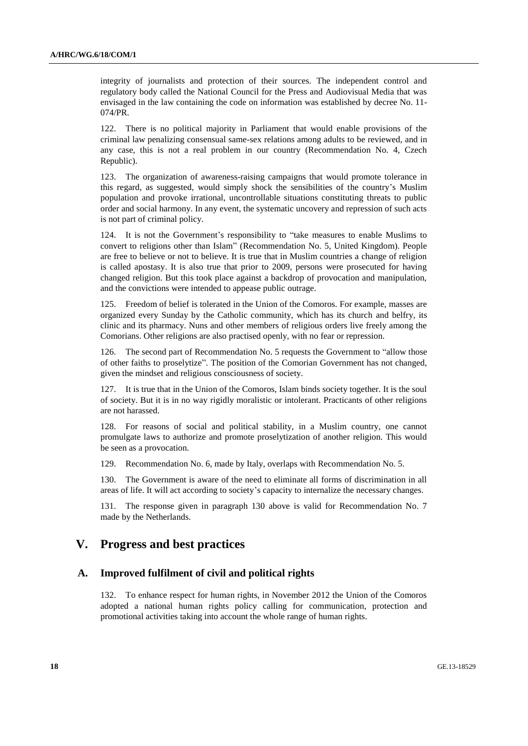integrity of journalists and protection of their sources. The independent control and regulatory body called the National Council for the Press and Audiovisual Media that was envisaged in the law containing the code on information was established by decree No. 11-074/PR.

122. There is no political majority in Parliament that would enable provisions of the criminal law penalizing consensual same-sex relations among adults to be reviewed, and in any case, this is not a real problem in our country (Recommendation No. 4, Czech Republic).

123. The organization of awareness-raising campaigns that would promote tolerance in this regard, as suggested, would simply shock the sensibilities of the country's Muslim population and provoke irrational, uncontrollable situations constituting threats to public order and social harmony. In any event, the systematic uncovery and repression of such acts is not part of criminal policy.

124. It is not the Government's responsibility to "take measures to enable Muslims to convert to religions other than Islam" (Recommendation No. 5, United Kingdom). People are free to believe or not to believe. It is true that in Muslim countries a change of religion is called apostasy. It is also true that prior to 2009, persons were prosecuted for having changed religion. But this took place against a backdrop of provocation and manipulation, and the convictions were intended to appease public outrage.

125. Freedom of belief is tolerated in the Union of the Comoros. For example, masses are organized every Sunday by the Catholic community, which has its church and belfry, its clinic and its pharmacy. Nuns and other members of religious orders live freely among the Comorians. Other religions are also practised openly, with no fear or repression.

126. The second part of Recommendation No. 5 requests the Government to "allow those of other faiths to proselytize". The position of the Comorian Government has not changed, given the mindset and religious consciousness of society.

127. It is true that in the Union of the Comoros, Islam binds society together. It is the soul of society. But it is in no way rigidly moralistic or intolerant. Practicants of other religions are not harassed.

128. For reasons of social and political stability, in a Muslim country, one cannot promulgate laws to authorize and promote proselytization of another religion. This would be seen as a provocation.

129. Recommendation No. 6, made by Italy, overlaps with Recommendation No. 5.

130. The Government is aware of the need to eliminate all forms of discrimination in all areas of life. It will act according to society's capacity to internalize the necessary changes.

131. The response given in paragraph 130 above is valid for Recommendation No. 7 made by the Netherlands.

# V. Progress and best practices

## A. Improved fulfilment of civil and political rights

132. To enhance respect for human rights, in November 2012 the Union of the Comoros adopted a national human rights policy calling for communication, protection and promotional activities taking into account the whole range of human rights.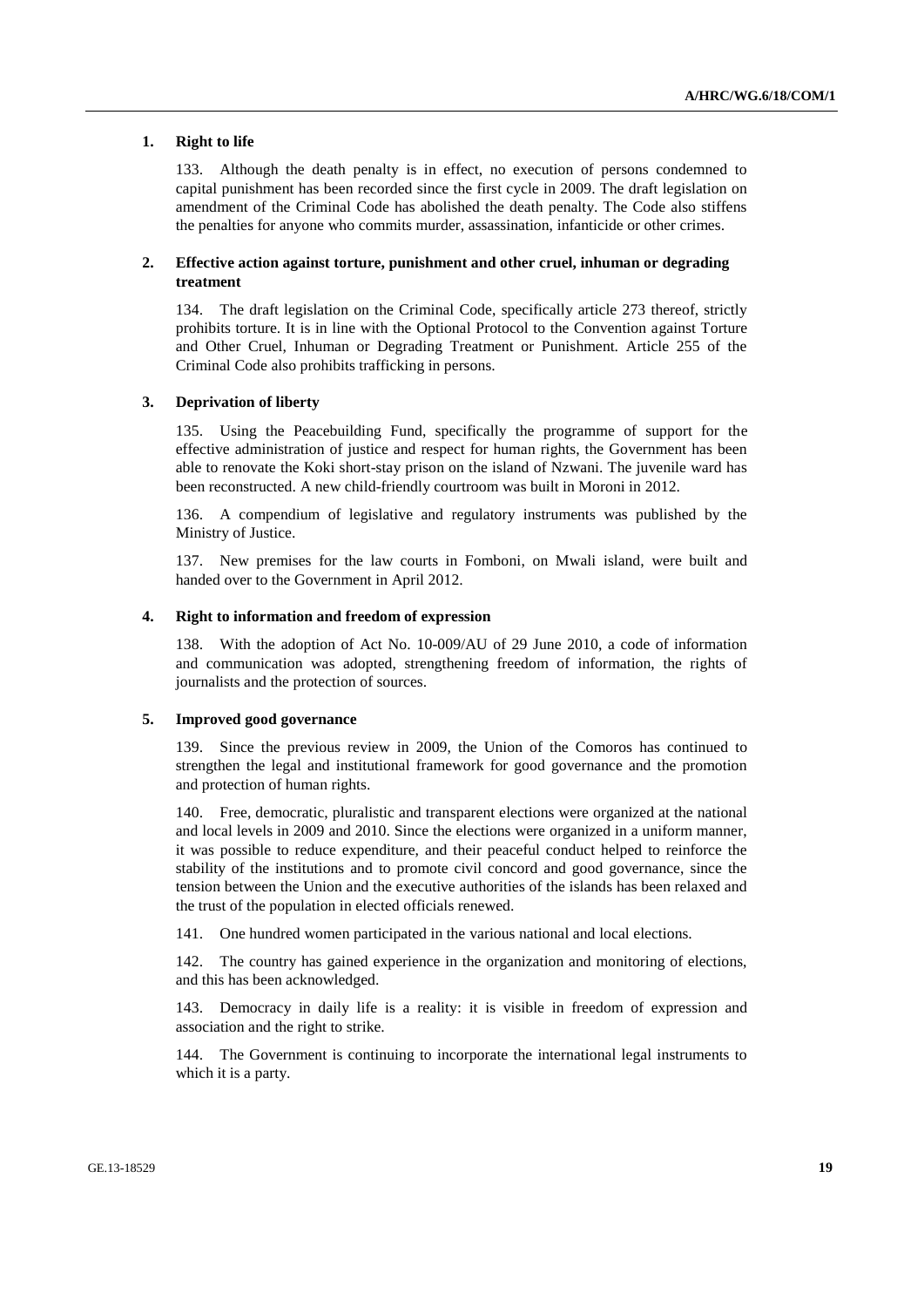### 1. Right to life

133. Although the death penalty is in effect, no execution of persons condemned to capital punishment has been recorded since the first cycle in 2009. The draft legislation on amendment of the Criminal Code has abolished the death penalty. The Code also stiffens the penalties for anyone who commits murder, assassination, infanticide or other crimes.

### 2. Effective action against torture, punishment and other cruel, inhuman or degrading treatment

134. The draft legislation on the Criminal Code, specifically article 273 thereof, strictly prohibits torture. It is in line with the Optional Protocol to the Convention against Torture and Other Cruel, Inhuman or Degrading Treatment or Punishment. Article 255 of the Criminal Code also prohibits trafficking in persons.

### 3. Deprivation of liberty

135. Using the Peacebuilding Fund, specifically the programme of support for the effective administration of justice and respect for human rights, the Government has been able to renovate the Koki short-stay prison on the island of Nzwani. The juvenile ward has been reconstructed. A new child-friendly courtroom was built in Moroni in 2012.

136. A compendium of legislative and regulatory instruments was published by the Ministry of Justice.

137. New premises for the law courts in Fomboni, on Mwali island, were built and handed over to the Government in April 2012.

### 4. Right to information and freedom of expression

138. With the adoption of Act No. 10-009/AU of 29 June 2010, a code of information and communication was adopted, strengthening freedom of information, the rights of journalists and the protection of sources.

### 5. Improved good governance

139. Since the previous review in 2009, the Union of the Comoros has continued to strengthen the legal and institutional framework for good governance and the promotion and protection of human rights.

140. Free, democratic, pluralistic and transparent elections were organized at the national and local levels in 2009 and 2010. Since the elections were organized in a uniform manner, it was possible to reduce expenditure, and their peaceful conduct helped to reinforce the stability of the institutions and to promote civil concord and good governance, since the tension between the Union and the executive authorities of the islands has been relaxed and the trust of the population in elected officials renewed.

141. One hundred women participated in the various national and local elections.

142. The country has gained experience in the organization and monitoring of elections, and this has been acknowledged.

143. Democracy in daily life is a reality: it is visible in freedom of expression and association and the right to strike.

144. The Government is continuing to incorporate the international legal instruments to which it is a party.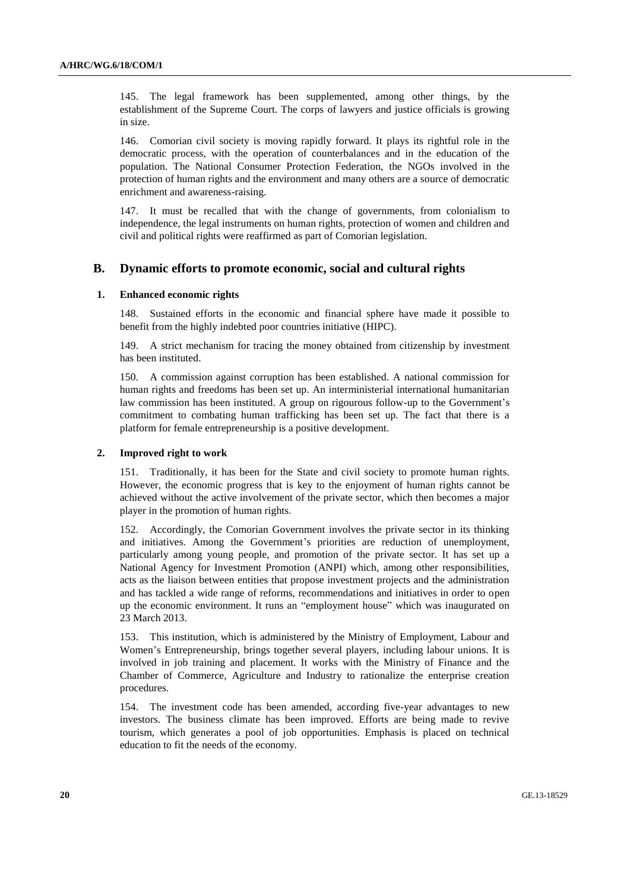145. The legal framework has been supplemented, among other things, by the establishment of the Supreme Court. The corps of lawyers and justice officials is growing in size.

146. Comorian civil society is moving rapidly forward. It plays its rightful role in the democratic process, with the operation of counterbalances and in the education of the population. The National Consumer Protection Federation, the NGOs involved in the protection of human rights and the environment and many others are a source of democratic enrichment and awareness-raising.

147. It must be recalled that with the change of governments, from colonialism to independence, the legal instruments on human rights, protection of women and children and civil and political rights were reaffirmed as part of Comorian legislation.

## B. Dynamic efforts to promote economic, social and cultural rights

### 1. Enhanced economic rights

148. Sustained efforts in the economic and financial sphere have made it possible to benefit from the highly indebted poor countries initiative (HIPC).

149. A strict mechanism for tracing the money obtained from citizenship by investment has been instituted.

150. A commission against corruption has been established. A national commission for human rights and freedoms has been set up. An interministerial international humanitarian law commission has been instituted. A group on rigourous follow-up to the Government's commitment to combating human trafficking has been set up. The fact that there is a platform for female entrepreneurship is a positive development.

### 2. Improved right to work

151. Traditionally, it has been for the State and civil society to promote human rights. However, the economic progress that is key to the enjoyment of human rights cannot be achieved without the active involvement of the private sector, which then becomes a major player in the promotion of human rights.

152. Accordingly, the Comorian Government involves the private sector in its thinking and initiatives. Among the Government's priorities are reduction of unemployment, particularly among young people, and promotion of the private sector. It has set up a National Agency for Investment Promotion (ANPI) which, among other responsibilities, acts as the liaison between entities that propose investment projects and the administration and has tackled a wide range of reforms, recommendations and initiatives in order to open up the economic environment. It runs an "employment house" which was inaugurated on 23 March 2013.

153. This institution, which is administered by the Ministry of Employment, Labour and Women's Entrepreneurship, brings together several players, including labour unions. It is involved in job training and placement. It works with the Ministry of Finance and the Chamber of Commerce, Agriculture and Industry to rationalize the enterprise creation procedures.

154. The investment code has been amended, according five-year advantages to new investors. The business climate has been improved. Efforts are being made to revive tourism, which generates a pool of job opportunities. Emphasis is placed on technical education to fit the needs of the economy.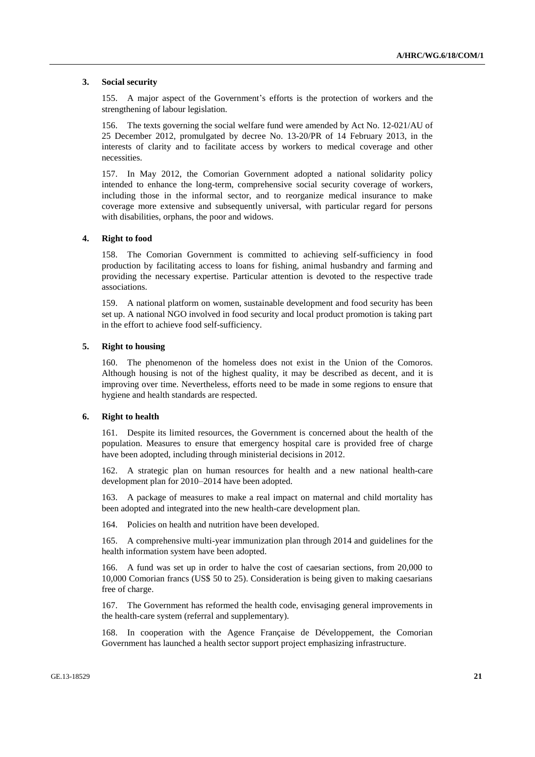### 3. Social security

155. A major aspect of the Government's efforts is the protection of workers and the strengthening of labour legislation.

156. The texts governing the social welfare fund were amended by Act No. 12-021/AU of 25 December 2012, promulgated by decree No. 13-20/PR of 14 February 2013, in the interests of clarity and to facilitate access by workers to medical coverage and other necessities.

157. In May 2012, the Comorian Government adopted a national solidarity policy intended to enhance the long-term, comprehensive social security coverage of workers, including those in the informal sector, and to reorganize medical insurance to make coverage more extensive and subsequently universal, with particular regard for persons with disabilities, orphans, the poor and widows.

### 4. Right to food

158. The Comorian Government is committed to achieving self-sufficiency in food production by facilitating access to loans for fishing, animal husbandry and farming and providing the necessary expertise. Particular attention is devoted to the respective trade associations.

159. A national platform on women, sustainable development and food security has been set up. A national NGO involved in food security and local product promotion is taking part in the effort to achieve food self-sufficiency.

### 5. Right to housing

160. The phenomenon of the homeless does not exist in the Union of the Comoros. Although housing is not of the highest quality, it may be described as decent, and it is improving over time. Nevertheless, efforts need to be made in some regions to ensure that hygiene and health standards are respected.

### 6. Right to health

161. Despite its limited resources, the Government is concerned about the health of the population. Measures to ensure that emergency hospital care is provided free of charge have been adopted, including through ministerial decisions in 2012.

162. A strategic plan on human resources for health and a new national health-care development plan for 2010–2014 have been adopted.

163. A package of measures to make a real impact on maternal and child mortality has been adopted and integrated into the new health-care development plan.

164. Policies on health and nutrition have been developed.

165. A comprehensive multi-year immunization plan through 2014 and guidelines for the health information system have been adopted.

166. A fund was set up in order to halve the cost of caesarian sections, from 20,000 to 10,000 Comorian francs (US$ 50 to 25). Consideration is being given to making caesarians free of charge.

167. The Government has reformed the health code, envisaging general improvements in the health-care system (referral and supplementary).

168. In cooperation with the Agence Française de Développement, the Comorian Government has launched a health sector support project emphasizing infrastructure.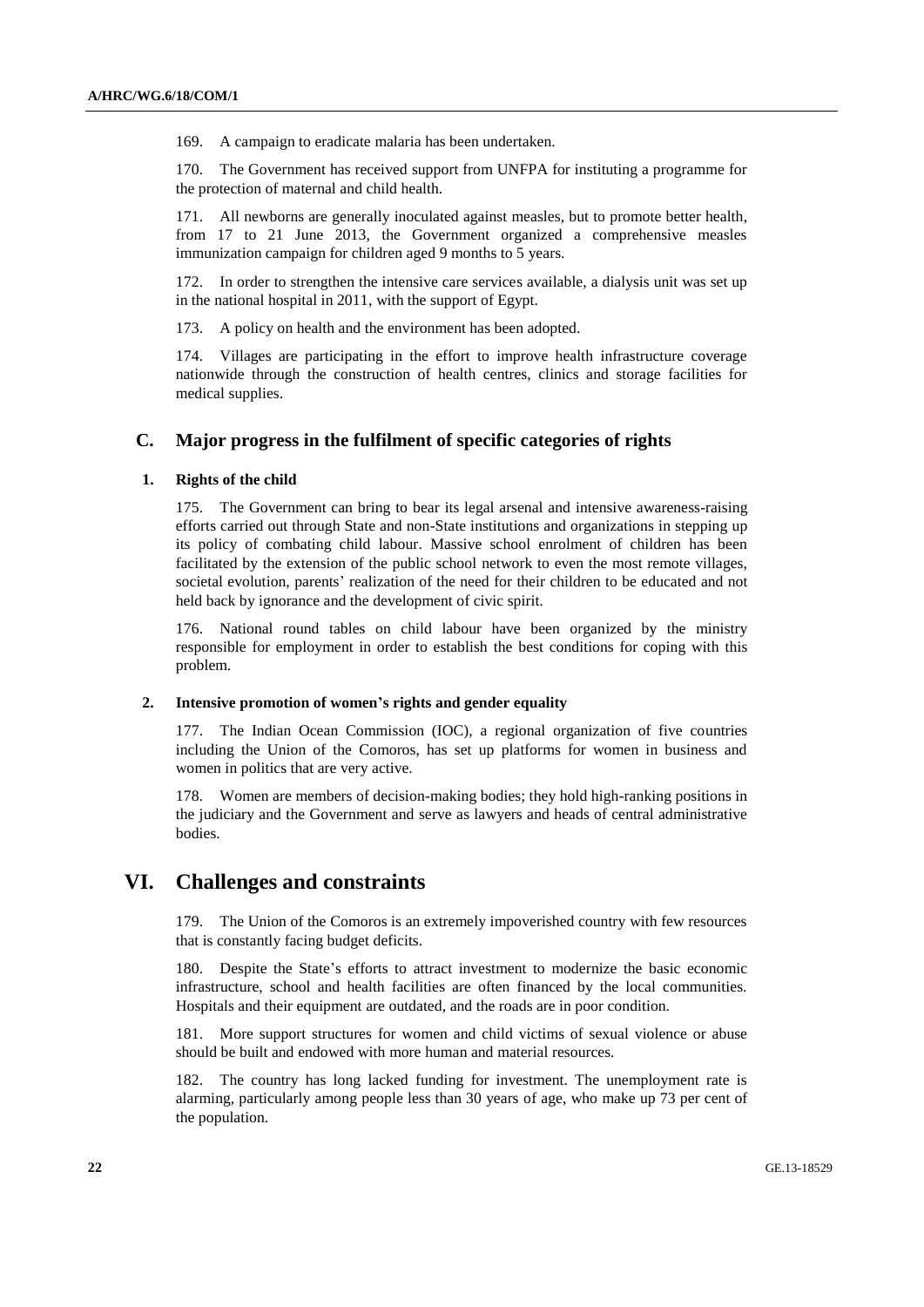169. A campaign to eradicate malaria has been undertaken.

170. The Government has received support from UNFPA for instituting a programme for the protection of maternal and child health.

171. All newborns are generally inoculated against measles, but to promote better health, from 17 to 21 June 2013, the Government organized a comprehensive measles immunization campaign for children aged 9 months to 5 years.

172. In order to strengthen the intensive care services available, a dialysis unit was set up in the national hospital in 2011, with the support of Egypt.

173. A policy on health and the environment has been adopted.

174. Villages are participating in the effort to improve health infrastructure coverage nationwide through the construction of health centres, clinics and storage facilities for medical supplies.

## C. Major progress in the fulfilment of specific categories of rights

### 1. Rights of the child

175. The Government can bring to bear its legal arsenal and intensive awareness-raising efforts carried out through State and non-State institutions and organizations in stepping up its policy of combating child labour. Massive school enrolment of children has been facilitated by the extension of the public school network to even the most remote villages, societal evolution, parents' realization of the need for their children to be educated and not held back by ignorance and the development of civic spirit.

176. National round tables on child labour have been organized by the ministry responsible for employment in order to establish the best conditions for coping with this problem.

### 2. Intensive promotion of women's rights and gender equality

177. The Indian Ocean Commission (IOC), a regional organization of five countries including the Union of the Comoros, has set up platforms for women in business and women in politics that are very active.

178. Women are members of decision-making bodies; they hold high-ranking positions in the judiciary and the Government and serve as lawyers and heads of central administrative bodies.

# VI. Challenges and constraints

179. The Union of the Comoros is an extremely impoverished country with few resources that is constantly facing budget deficits.

180. Despite the State's efforts to attract investment to modernize the basic economic infrastructure, school and health facilities are often financed by the local communities. Hospitals and their equipment are outdated, and the roads are in poor condition.

181. More support structures for women and child victims of sexual violence or abuse should be built and endowed with more human and material resources.

182. The country has long lacked funding for investment. The unemployment rate is alarming, particularly among people less than 30 years of age, who make up 73 per cent of the population.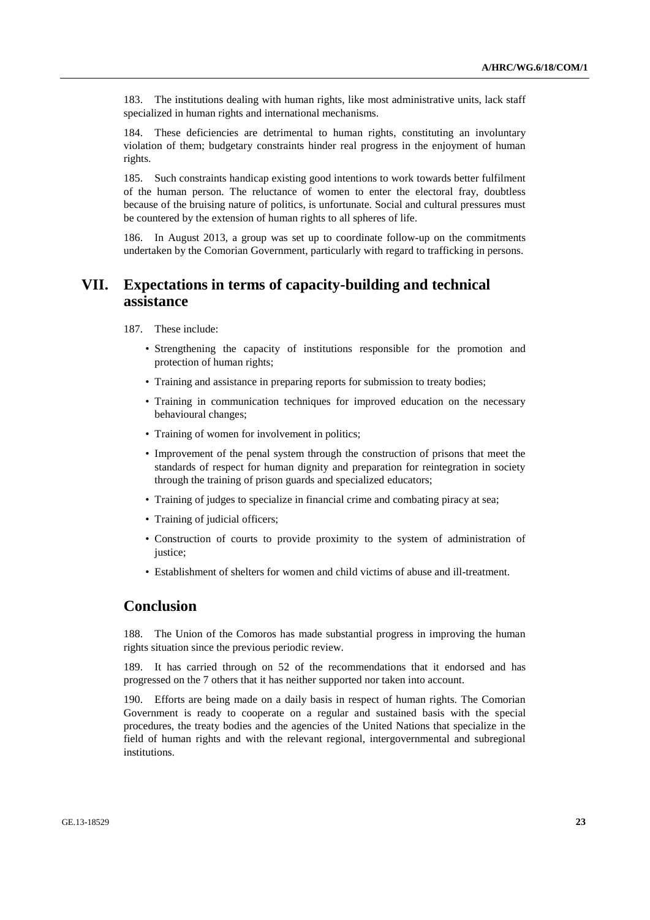183. The institutions dealing with human rights, like most administrative units, lack staff specialized in human rights and international mechanisms.

184. These deficiencies are detrimental to human rights, constituting an involuntary violation of them; budgetary constraints hinder real progress in the enjoyment of human rights.

185. Such constraints handicap existing good intentions to work towards better fulfilment of the human person. The reluctance of women to enter the electoral fray, doubtless because of the bruising nature of politics, is unfortunate. Social and cultural pressures must be countered by the extension of human rights to all spheres of life.

186. In August 2013, a group was set up to coordinate follow-up on the commitments undertaken by the Comorian Government, particularly with regard to trafficking in persons.

## VII. Expectations in terms of capacity-building and technical assistance

187. These include:

- Strengthening the capacity of institutions responsible for the promotion and protection of human rights;
- Training and assistance in preparing reports for submission to treaty bodies;
- Training in communication techniques for improved education on the necessary behavioural changes;
- Training of women for involvement in politics;
- Improvement of the penal system through the construction of prisons that meet the standards of respect for human dignity and preparation for reintegration in society through the training of prison guards and specialized educators;
- Training of judges to specialize in financial crime and combating piracy at sea;
- Training of judicial officers;
- Construction of courts to provide proximity to the system of administration of justice;
- Establishment of shelters for women and child victims of abuse and ill-treatment.

## Conclusion

188. The Union of the Comoros has made substantial progress in improving the human rights situation since the previous periodic review.

189. It has carried through on 52 of the recommendations that it endorsed and has progressed on the 7 others that it has neither supported nor taken into account.

190. Efforts are being made on a daily basis in respect of human rights. The Comorian Government is ready to cooperate on a regular and sustained basis with the special procedures, the treaty bodies and the agencies of the United Nations that specialize in the field of human rights and with the relevant regional, intergovernmental and subregional institutions.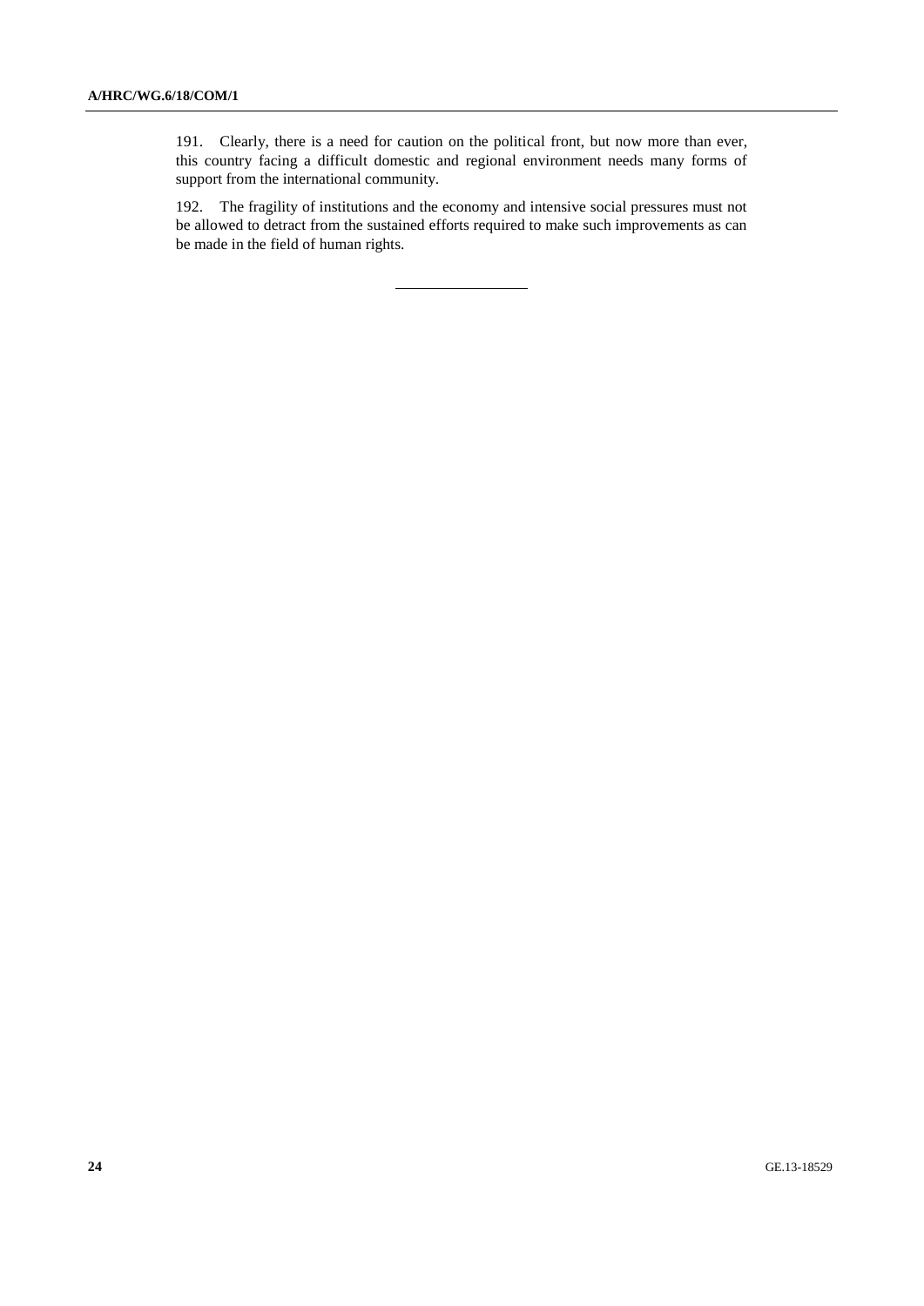191. Clearly, there is a need for caution on the political front, but now more than ever, this country facing a difficult domestic and regional environment needs many forms of support from the international community.

192. The fragility of institutions and the economy and intensive social pressures must not be allowed to detract from the sustained efforts required to make such improvements as can be made in the field of human rights.